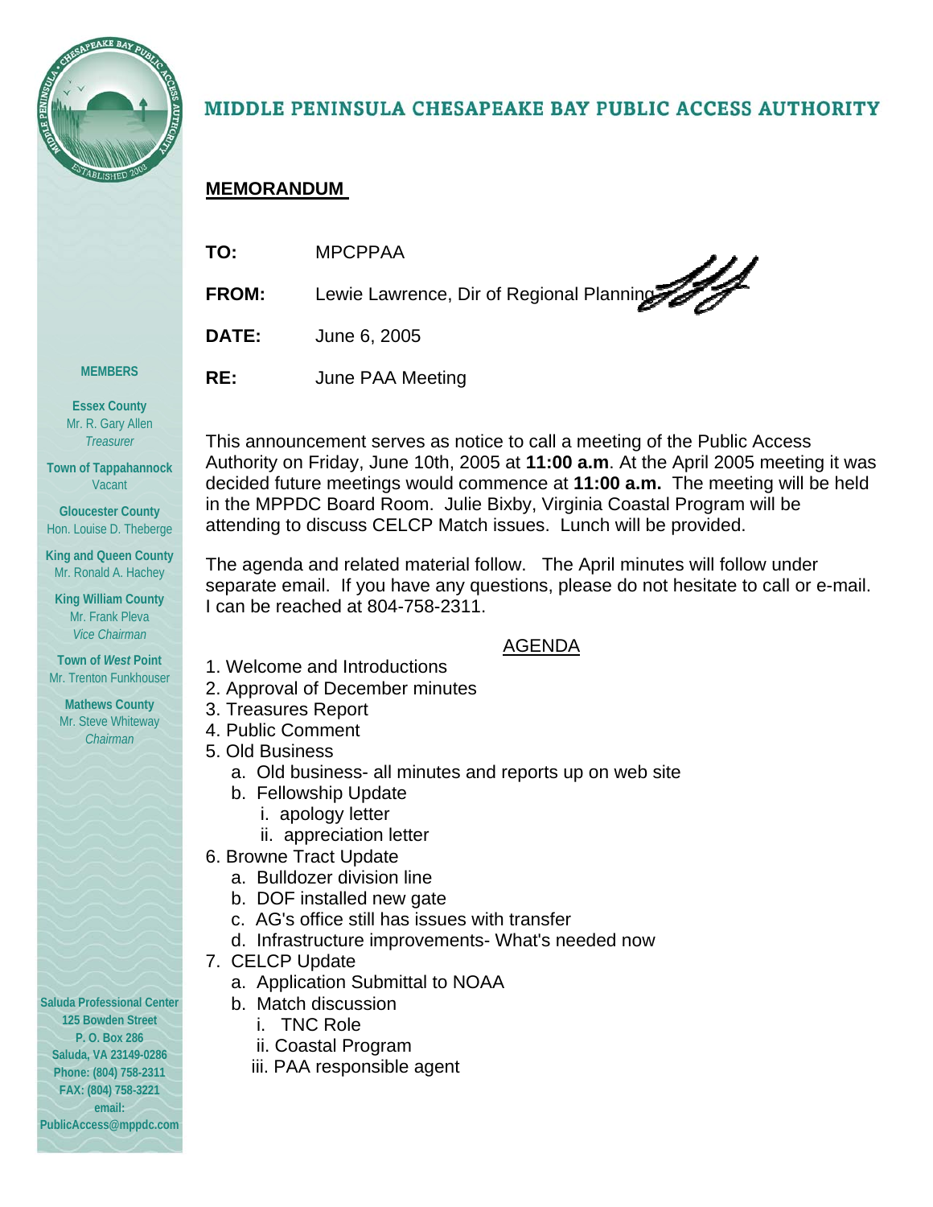# MIDDLE PENINSULA CHESAPEAKE BAY PUBLIC ACCESS AUTHORITY

**MEMBERS**

**Essex County**
Mr. R. Gary Allen
*Treasurer*

**Town of Tappahannock**
Vacant

**Gloucester County**
Hon. Louise D. Theberge

**King and Queen County**
Mr. Ronald A. Hachey

**King William County**
Mr. Frank Pleva
*Vice Chairman*

**Town of *West* Point**
Mr. Trenton Funkhouser

**Mathews County**
Mr. Steve Whiteway
*Chairman*

**Saluda Professional Center**
**125 Bowden Street**
**P. O. Box 286**
**Saluda, VA 23149-0286**
**Phone: (804) 758-2311**
**FAX: (804) 758-3221**
**email:**
**PublicAccess@mppdc.com**

## MEMORANDUM

**TO:** MPCPPAA

**FROM:** Lewie Lawrence, Dir of Regional Planning

**DATE:** June 6, 2005

**RE:** June PAA Meeting

This announcement serves as notice to call a meeting of the Public Access Authority on Friday, June 10th, 2005 at **11:00 a.m**. At the April 2005 meeting it was decided future meetings would commence at **11:00 a.m.** The meeting will be held in the MPPDC Board Room. Julie Bixby, Virginia Coastal Program will be attending to discuss CELCP Match issues. Lunch will be provided.

The agenda and related material follow. The April minutes will follow under separate email. If you have any questions, please do not hesitate to call or e-mail. I can be reached at 804-758-2311.

AGENDA

1. Welcome and Introductions
2. Approval of December minutes
3. Treasures Report
4. Public Comment
5. Old Business
   a. Old business- all minutes and reports up on web site
   b. Fellowship Update
      i. apology letter
      ii. appreciation letter
6. Browne Tract Update
   a. Bulldozer division line
   b. DOF installed new gate
   c. AG's office still has issues with transfer
   d. Infrastructure improvements- What's needed now
7. CELCP Update
   a. Application Submittal to NOAA
   b. Match discussion
      i. TNC Role
      ii. Coastal Program
      iii. PAA responsible agent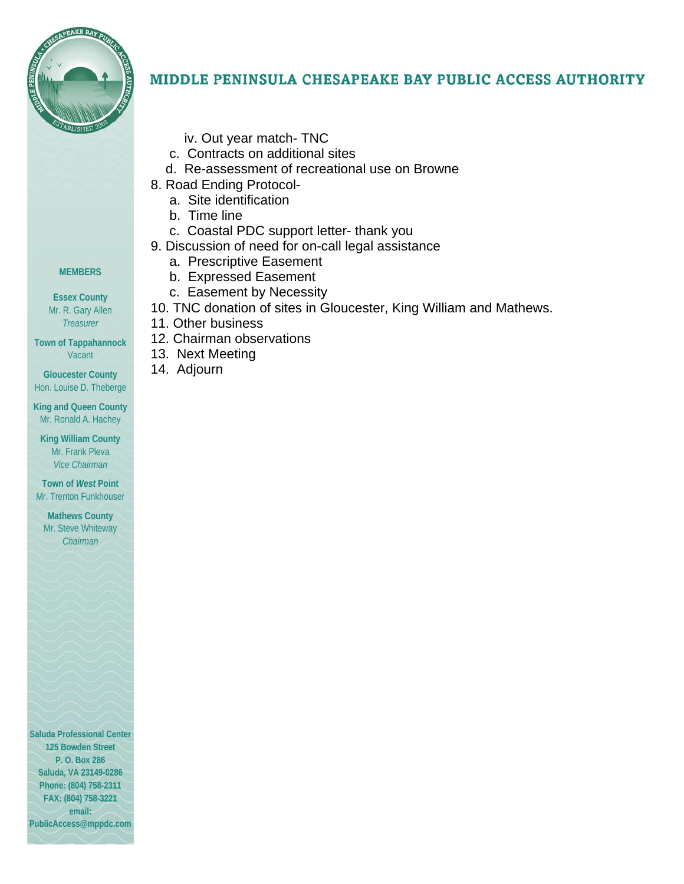# MIDDLE PENINSULA CHESAPEAKE BAY PUBLIC ACCESS AUTHORITY

iv. Out year match- TNC

c. Contracts on additional sites

d. Re-assessment of recreational use on Browne

8. Road Ending Protocol-
   a. Site identification
   b. Time line
   c. Coastal PDC support letter- thank you
9. Discussion of need for on-call legal assistance
   a. Prescriptive Easement
   b. Expressed Easement
   c. Easement by Necessity
10. TNC donation of sites in Gloucester, King William and Mathews.
11. Other business
12. Chairman observations
13. Next Meeting
14. Adjourn

**MEMBERS**

**Essex County**
Mr. R. Gary Allen
*Treasurer*

**Town of Tappahannock**
Vacant

**Gloucester County**
Hon. Louise D. Theberge

**King and Queen County**
Mr. Ronald A. Hachey

**King William County**
Mr. Frank Pleva
*Vice Chairman*

**Town of *West* Point**
Mr. Trenton Funkhouser

**Mathews County**
Mr. Steve Whiteway
*Chairman*

**Saluda Professional Center**
**125 Bowden Street**
**P. O. Box 286**
**Saluda, VA 23149-0286**
**Phone: (804) 758-2311**
**FAX: (804) 758-3221**
**email:**
**PublicAccess@mppdc.com**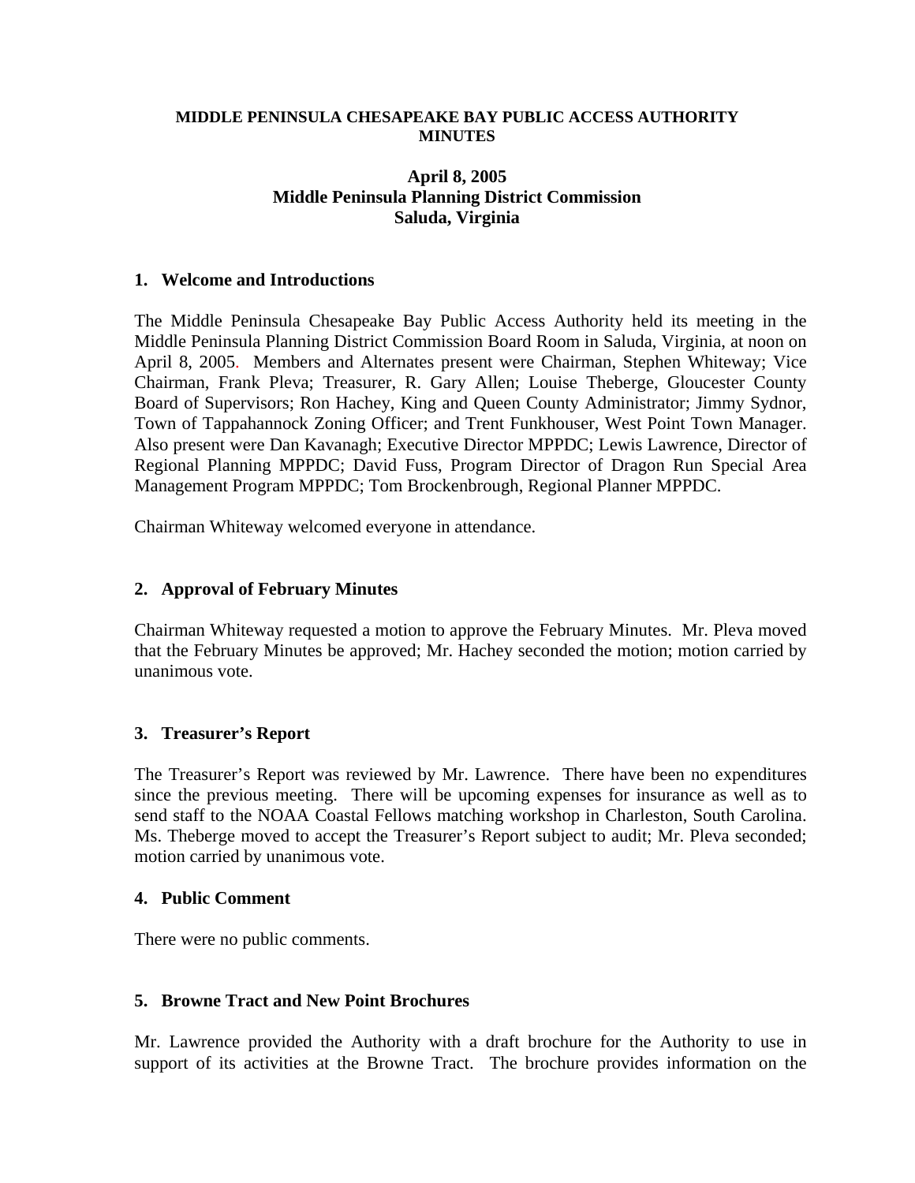**MIDDLE PENINSULA CHESAPEAKE BAY PUBLIC ACCESS AUTHORITY MINUTES**

**April 8, 2005**
**Middle Peninsula Planning District Commission**
**Saluda, Virginia**

### 1. Welcome and Introductions

The Middle Peninsula Chesapeake Bay Public Access Authority held its meeting in the Middle Peninsula Planning District Commission Board Room in Saluda, Virginia, at noon on April 8, 2005. Members and Alternates present were Chairman, Stephen Whiteway; Vice Chairman, Frank Pleva; Treasurer, R. Gary Allen; Louise Theberge, Gloucester County Board of Supervisors; Ron Hachey, King and Queen County Administrator; Jimmy Sydnor, Town of Tappahannock Zoning Officer; and Trent Funkhouser, West Point Town Manager. Also present were Dan Kavanagh; Executive Director MPPDC; Lewis Lawrence, Director of Regional Planning MPPDC; David Fuss, Program Director of Dragon Run Special Area Management Program MPPDC; Tom Brockenbrough, Regional Planner MPPDC.

Chairman Whiteway welcomed everyone in attendance.

### 2. Approval of February Minutes

Chairman Whiteway requested a motion to approve the February Minutes. Mr. Pleva moved that the February Minutes be approved; Mr. Hachey seconded the motion; motion carried by unanimous vote.

### 3. Treasurer's Report

The Treasurer's Report was reviewed by Mr. Lawrence. There have been no expenditures since the previous meeting. There will be upcoming expenses for insurance as well as to send staff to the NOAA Coastal Fellows matching workshop in Charleston, South Carolina. Ms. Theberge moved to accept the Treasurer's Report subject to audit; Mr. Pleva seconded; motion carried by unanimous vote.

### 4. Public Comment

There were no public comments.

### 5. Browne Tract and New Point Brochures

Mr. Lawrence provided the Authority with a draft brochure for the Authority to use in support of its activities at the Browne Tract. The brochure provides information on the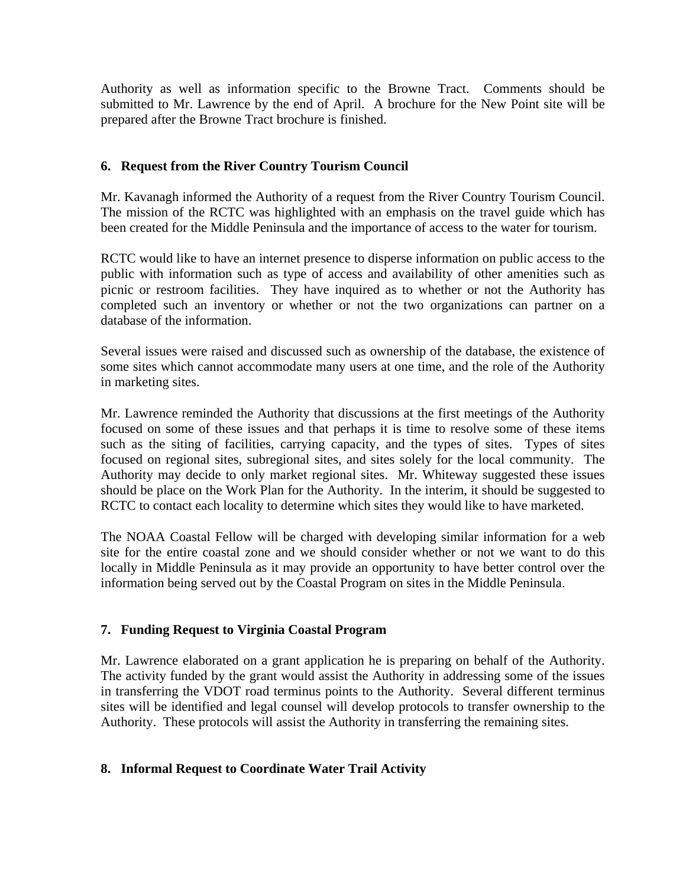Authority as well as information specific to the Browne Tract. Comments should be submitted to Mr. Lawrence by the end of April. A brochure for the New Point site will be prepared after the Browne Tract brochure is finished.

## 6. Request from the River Country Tourism Council

Mr. Kavanagh informed the Authority of a request from the River Country Tourism Council. The mission of the RCTC was highlighted with an emphasis on the travel guide which has been created for the Middle Peninsula and the importance of access to the water for tourism.

RCTC would like to have an internet presence to disperse information on public access to the public with information such as type of access and availability of other amenities such as picnic or restroom facilities. They have inquired as to whether or not the Authority has completed such an inventory or whether or not the two organizations can partner on a database of the information.

Several issues were raised and discussed such as ownership of the database, the existence of some sites which cannot accommodate many users at one time, and the role of the Authority in marketing sites.

Mr. Lawrence reminded the Authority that discussions at the first meetings of the Authority focused on some of these issues and that perhaps it is time to resolve some of these items such as the siting of facilities, carrying capacity, and the types of sites. Types of sites focused on regional sites, subregional sites, and sites solely for the local community. The Authority may decide to only market regional sites. Mr. Whiteway suggested these issues should be place on the Work Plan for the Authority. In the interim, it should be suggested to RCTC to contact each locality to determine which sites they would like to have marketed.

The NOAA Coastal Fellow will be charged with developing similar information for a web site for the entire coastal zone and we should consider whether or not we want to do this locally in Middle Peninsula as it may provide an opportunity to have better control over the information being served out by the Coastal Program on sites in the Middle Peninsula.

## 7. Funding Request to Virginia Coastal Program

Mr. Lawrence elaborated on a grant application he is preparing on behalf of the Authority. The activity funded by the grant would assist the Authority in addressing some of the issues in transferring the VDOT road terminus points to the Authority. Several different terminus sites will be identified and legal counsel will develop protocols to transfer ownership to the Authority. These protocols will assist the Authority in transferring the remaining sites.

## 8. Informal Request to Coordinate Water Trail Activity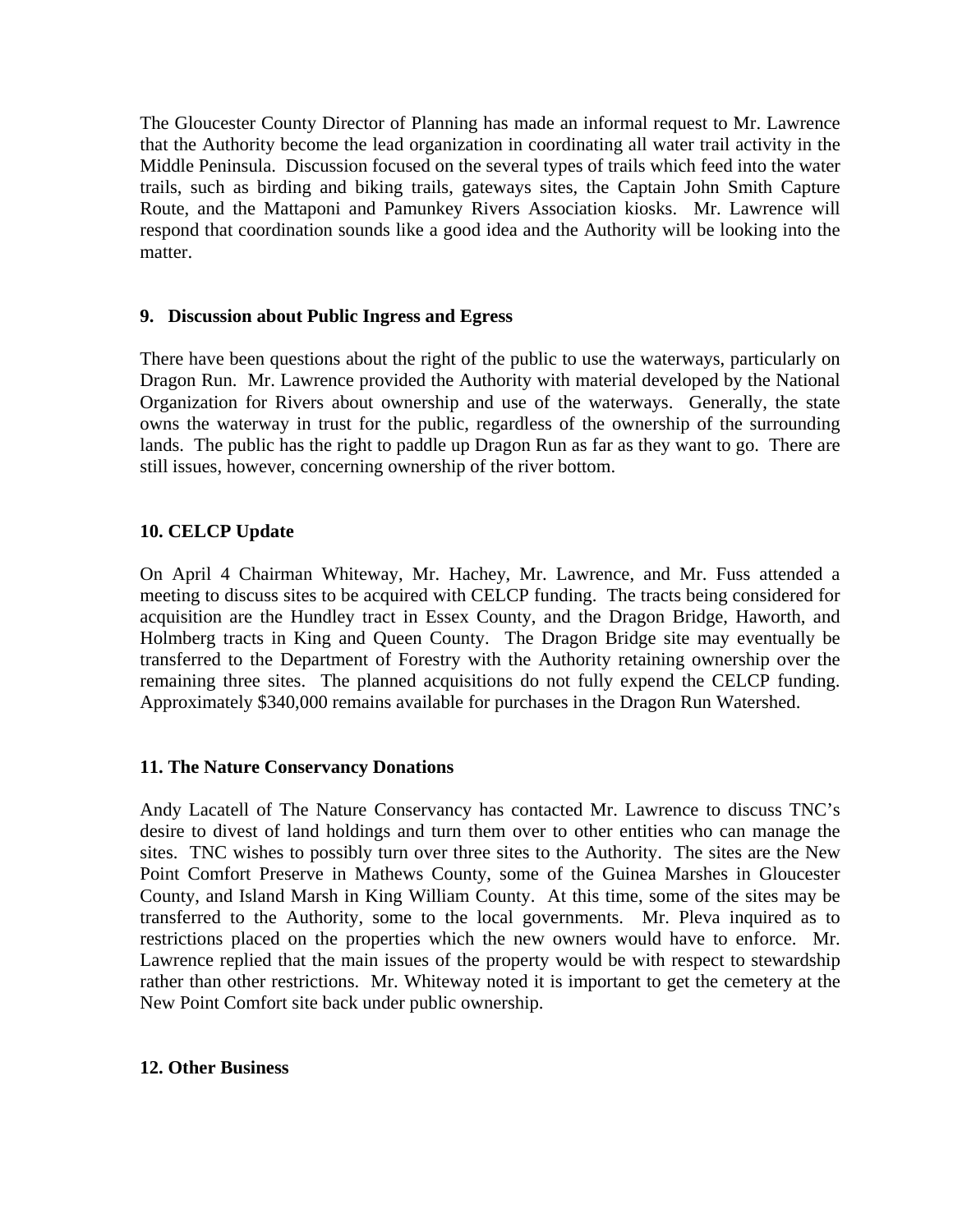The Gloucester County Director of Planning has made an informal request to Mr. Lawrence that the Authority become the lead organization in coordinating all water trail activity in the Middle Peninsula. Discussion focused on the several types of trails which feed into the water trails, such as birding and biking trails, gateways sites, the Captain John Smith Capture Route, and the Mattaponi and Pamunkey Rivers Association kiosks. Mr. Lawrence will respond that coordination sounds like a good idea and the Authority will be looking into the matter.

**9. Discussion about Public Ingress and Egress**

There have been questions about the right of the public to use the waterways, particularly on Dragon Run. Mr. Lawrence provided the Authority with material developed by the National Organization for Rivers about ownership and use of the waterways. Generally, the state owns the waterway in trust for the public, regardless of the ownership of the surrounding lands. The public has the right to paddle up Dragon Run as far as they want to go. There are still issues, however, concerning ownership of the river bottom.

**10. CELCP Update**

On April 4 Chairman Whiteway, Mr. Hachey, Mr. Lawrence, and Mr. Fuss attended a meeting to discuss sites to be acquired with CELCP funding. The tracts being considered for acquisition are the Hundley tract in Essex County, and the Dragon Bridge, Haworth, and Holmberg tracts in King and Queen County. The Dragon Bridge site may eventually be transferred to the Department of Forestry with the Authority retaining ownership over the remaining three sites. The planned acquisitions do not fully expend the CELCP funding. Approximately $340,000 remains available for purchases in the Dragon Run Watershed.

**11. The Nature Conservancy Donations**

Andy Lacatell of The Nature Conservancy has contacted Mr. Lawrence to discuss TNC's desire to divest of land holdings and turn them over to other entities who can manage the sites. TNC wishes to possibly turn over three sites to the Authority. The sites are the New Point Comfort Preserve in Mathews County, some of the Guinea Marshes in Gloucester County, and Island Marsh in King William County. At this time, some of the sites may be transferred to the Authority, some to the local governments. Mr. Pleva inquired as to restrictions placed on the properties which the new owners would have to enforce. Mr. Lawrence replied that the main issues of the property would be with respect to stewardship rather than other restrictions. Mr. Whiteway noted it is important to get the cemetery at the New Point Comfort site back under public ownership.

**12. Other Business**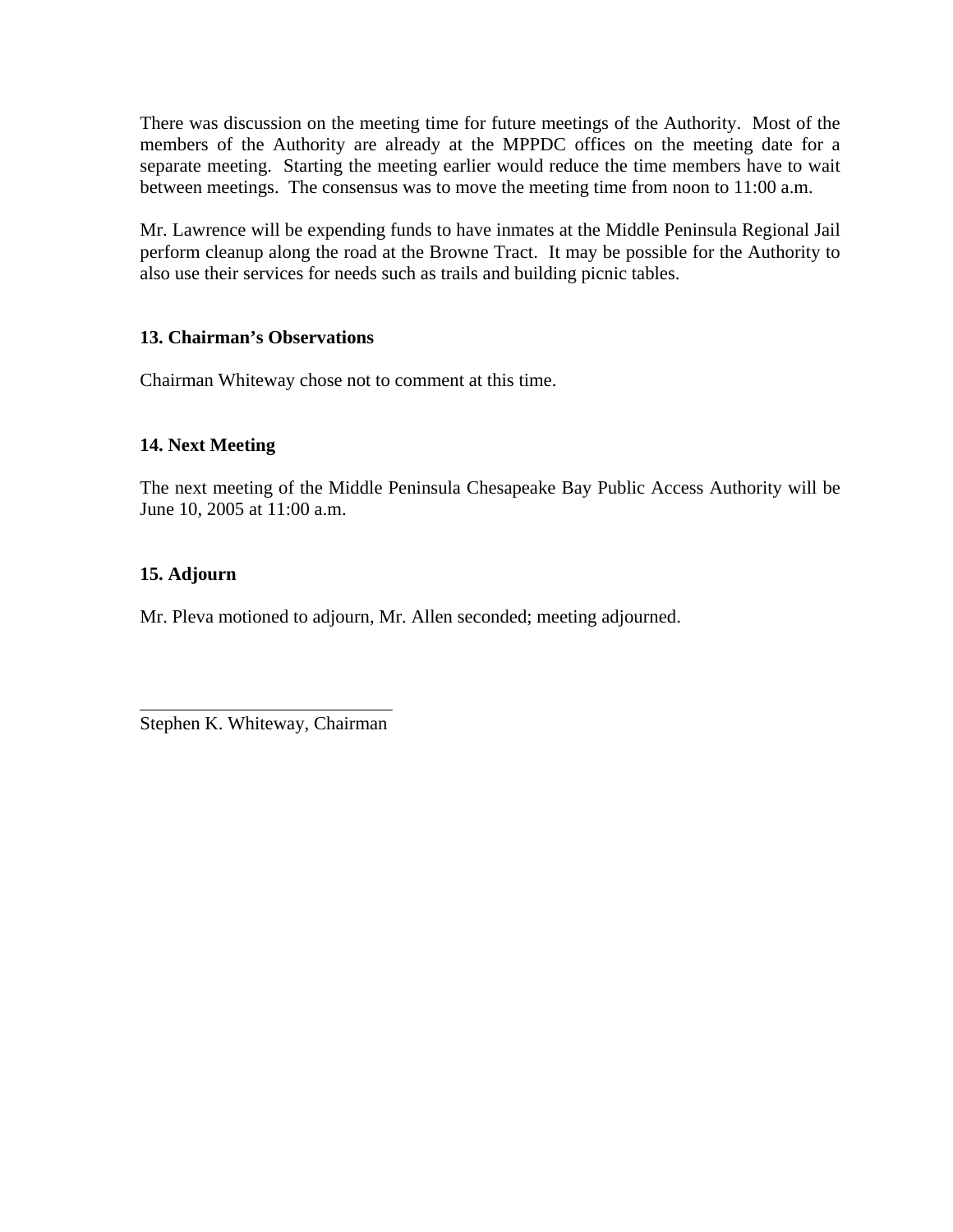There was discussion on the meeting time for future meetings of the Authority. Most of the members of the Authority are already at the MPPDC offices on the meeting date for a separate meeting. Starting the meeting earlier would reduce the time members have to wait between meetings. The consensus was to move the meeting time from noon to 11:00 a.m.

Mr. Lawrence will be expending funds to have inmates at the Middle Peninsula Regional Jail perform cleanup along the road at the Browne Tract. It may be possible for the Authority to also use their services for needs such as trails and building picnic tables.

**13. Chairman's Observations**

Chairman Whiteway chose not to comment at this time.

**14. Next Meeting**

The next meeting of the Middle Peninsula Chesapeake Bay Public Access Authority will be June 10, 2005 at 11:00 a.m.

**15. Adjourn**

Mr. Pleva motioned to adjourn, Mr. Allen seconded; meeting adjourned.

\_\_\_\_\_\_\_\_\_\_\_\_\_\_\_\_\_\_\_\_\_\_\_\_\_\_\_\_

Stephen K. Whiteway, Chairman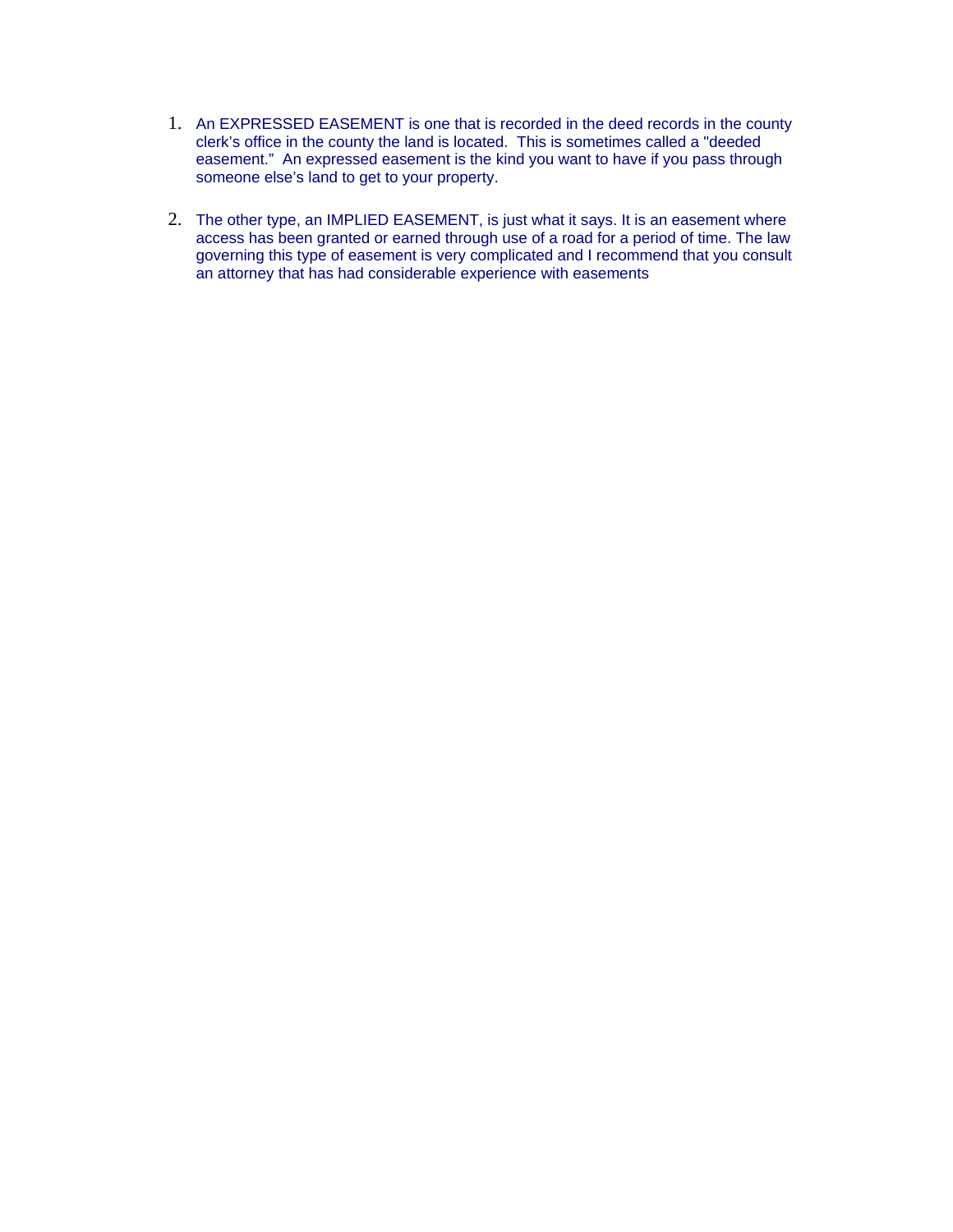1. An EXPRESSED EASEMENT is one that is recorded in the deed records in the county clerk's office in the county the land is located. This is sometimes called a "deeded easement." An expressed easement is the kind you want to have if you pass through someone else's land to get to your property.

2. The other type, an IMPLIED EASEMENT, is just what it says. It is an easement where access has been granted or earned through use of a road for a period of time. The law governing this type of easement is very complicated and I recommend that you consult an attorney that has had considerable experience with easements